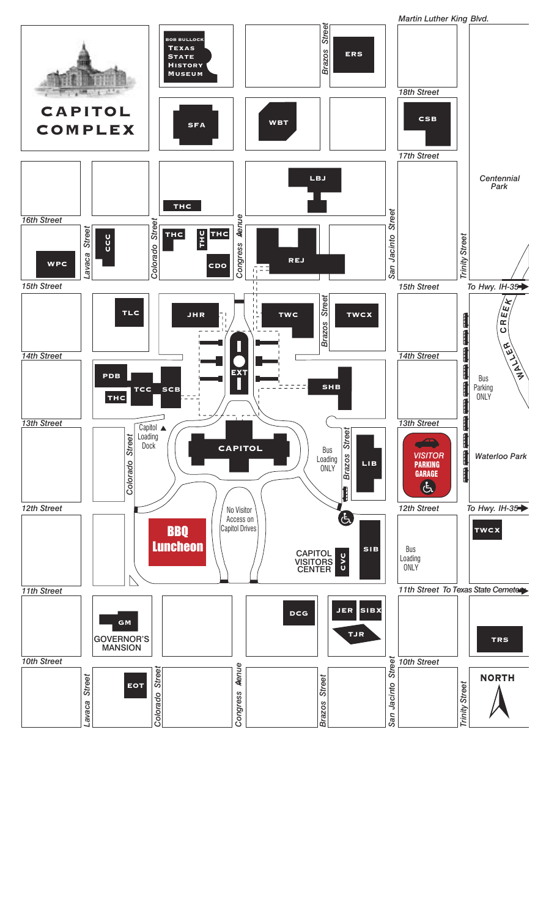# CAPITOL COMPLEX

Martin Luther King Blvd.

BOB BULLOCK TEXAS STATE HISTORY MUSEUM

Brazos Street

ERS

18th Street

SFA

WBT

CSB

17th Street

LBJ

Centennial Park

THC

16th Street

Lavaca Street

CCC

Colorado Street

THC

THC

THC

Congress Avenue

REJ

San Jacinto Street

Trinity Street

WPC

CDO

15th Street

15th Street

To Hwy. IH-35

TLC

JHR

TWC

Brazos Street

TWCX

WALLER CREEK

14th Street

14th Street

EXT

PDB

TCC

SCB

SHB

Bus Parking ONLY

THC

13th Street

13th Street

Capitol Loading Dock

Colorado Street

CAPITOL

Bus Loading ONLY

Brazos Street

LIB

VISITOR PARKING GARAGE

Waterloo Park

12th Street

No Visitor Access on Capitol Drives

12th Street

To Hwy. IH-35

BBQ Luncheon

CAPITOL VISITORS CENTER

CVC

SIB

Bus Loading ONLY

TWCX

11th Street

11th Street To Texas State Cemetery

DCG

JER

SIBX

GM

TJR

GOVERNOR'S MANSION

TRS

10th Street

10th Street

Lavaca Street

EOT

Colorado Street

Congress Avenue

Brazos Street

San Jacinto Street

Trinity Street

NORTH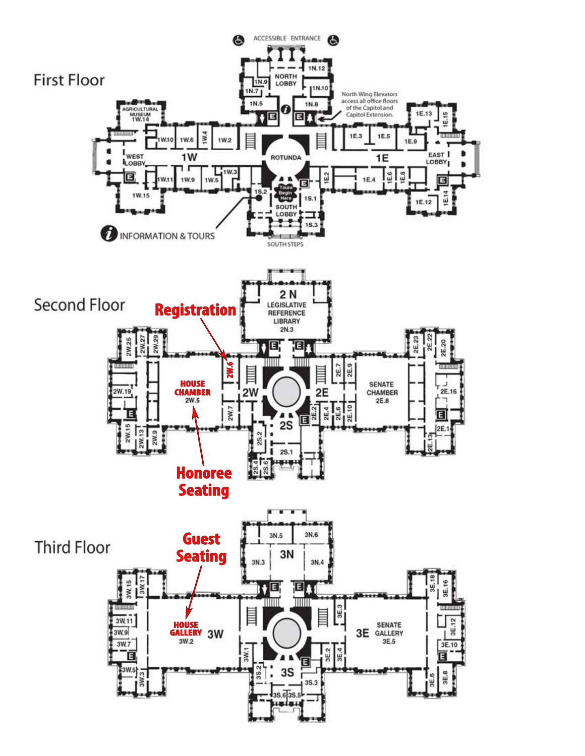# First Floor

ACCESSIBLE ENTRANCE

NORTH LOBBY

1N.12

1N.9

1N.7

1N.10

1N.5

1N.8

North Wing Elevators access all office floors of the Capitol and Capitol Extension.

AGRICULTURAL MUSEUM 1W.14

1W.10

1W.6

1W.4

1W.2

ROTUNDA

1E.3

1E.5

1E.9

1E.13

1E.15

WEST LOBBY

1W

1E

EAST LOBBY

1W.11

1W.9

1W.5

1W.3

1S.2

Tours Begin Here

1S.1

1E.2

1E.4

1E.6

1E.8

1W.15

SOUTH LOBBY

1S.3

1E.12

1E.14

INFORMATION & TOURS

SOUTH STEPS

# Second Floor

**Registration**

2 N LEGISLATIVE REFERENCE LIBRARY 2N.3

2W.25

2W.27

2W.29

2W.6

2E.7

2E.9

2E.23

2E.22

2E.20

2W.19

HOUSE CHAMBER 2W.5

2W

2E

SENATE CHAMBER 2E.8

2E.16

2W.7

2E.2

2E.4

2E.6

2E.10

2S

2W.15

2W.13

2W.9

2S.2

2S.1

2E.1

2E.13

2S.4

2S.6

**Honoree Seating**

# Third Floor

**Guest Seating**

3N.5

3N.6

3N.3

3N

3N.4

3W.15

3W.17

3E.3

3E.18

3E.16

3W.11

3W.9

3W.7

HOUSE GALLERY 3W.2

3W

3E

SENATE GALLERY 3E.5

3E.12

3E.10

3W.1

3E.2

3E.4

3W.5

3W.3

3S.2

3S

3S.3

3E.6

3E.8

3S.6

3S.5